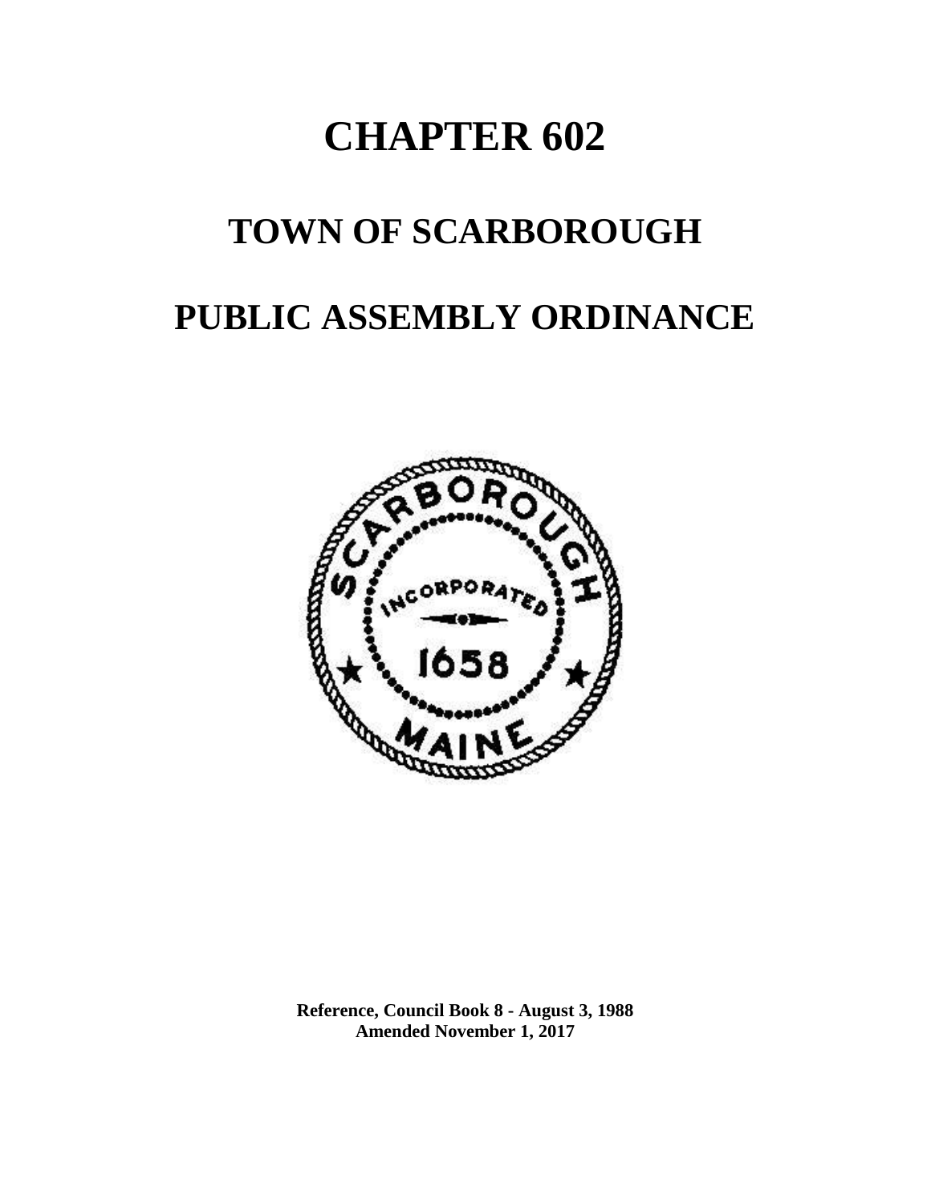# CHAPTER 602

# TOWN OF SCARBOROUGH

# PUBLIC ASSEMBLY ORDINANCE

**Reference, Council Book 8 - August 3, 1988**
**Amended November 1, 2017**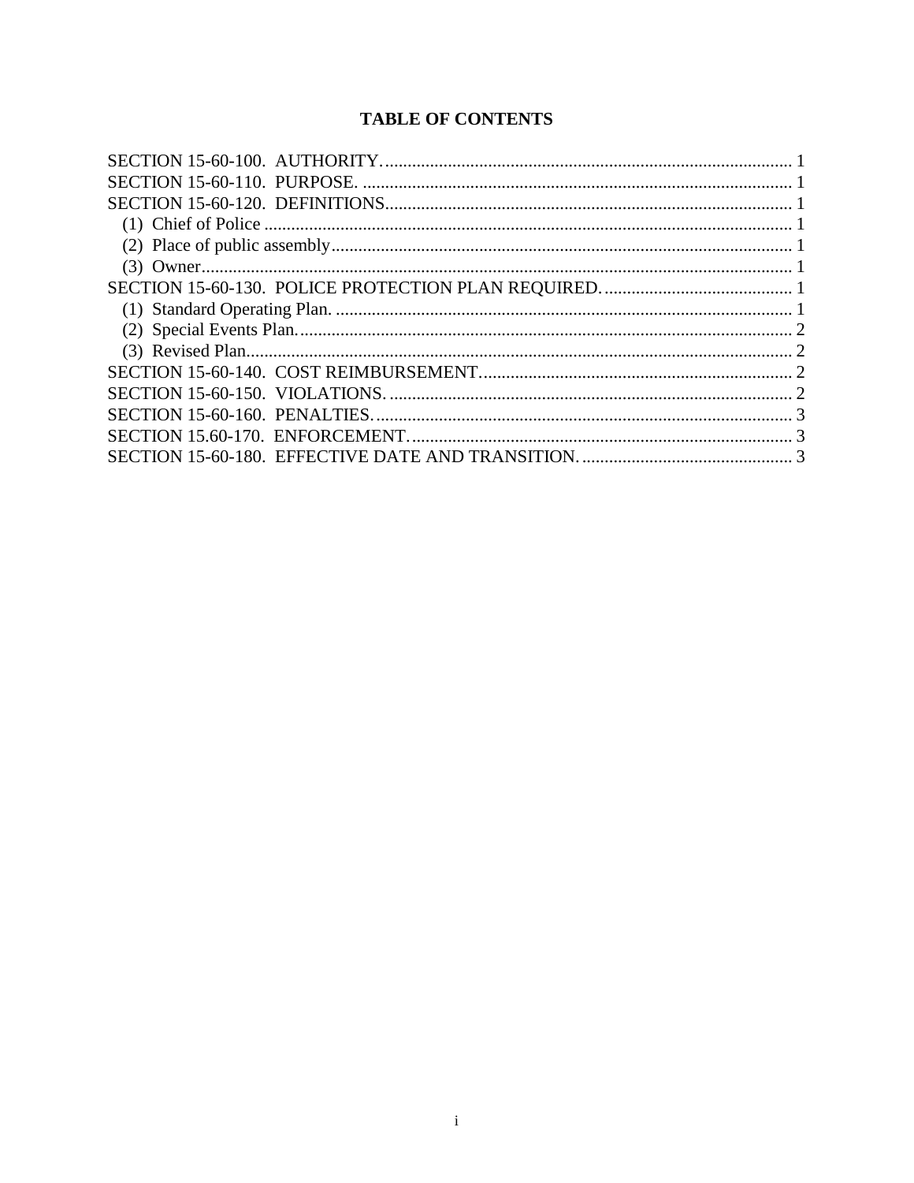# TABLE OF CONTENTS

SECTION 15-60-100. AUTHORITY. 1
SECTION 15-60-110. PURPOSE. 1
SECTION 15-60-120. DEFINITIONS. 1
- (1) Chief of Police 1
- (2) Place of public assembly 1
- (3) Owner 1

SECTION 15-60-130. POLICE PROTECTION PLAN REQUIRED. 1
- (1) Standard Operating Plan. 1
- (2) Special Events Plan. 2
- (3) Revised Plan 2

SECTION 15-60-140. COST REIMBURSEMENT. 2
SECTION 15-60-150. VIOLATIONS. 2
SECTION 15-60-160. PENALTIES. 3
SECTION 15.60-170. ENFORCEMENT. 3
SECTION 15-60-180. EFFECTIVE DATE AND TRANSITION. 3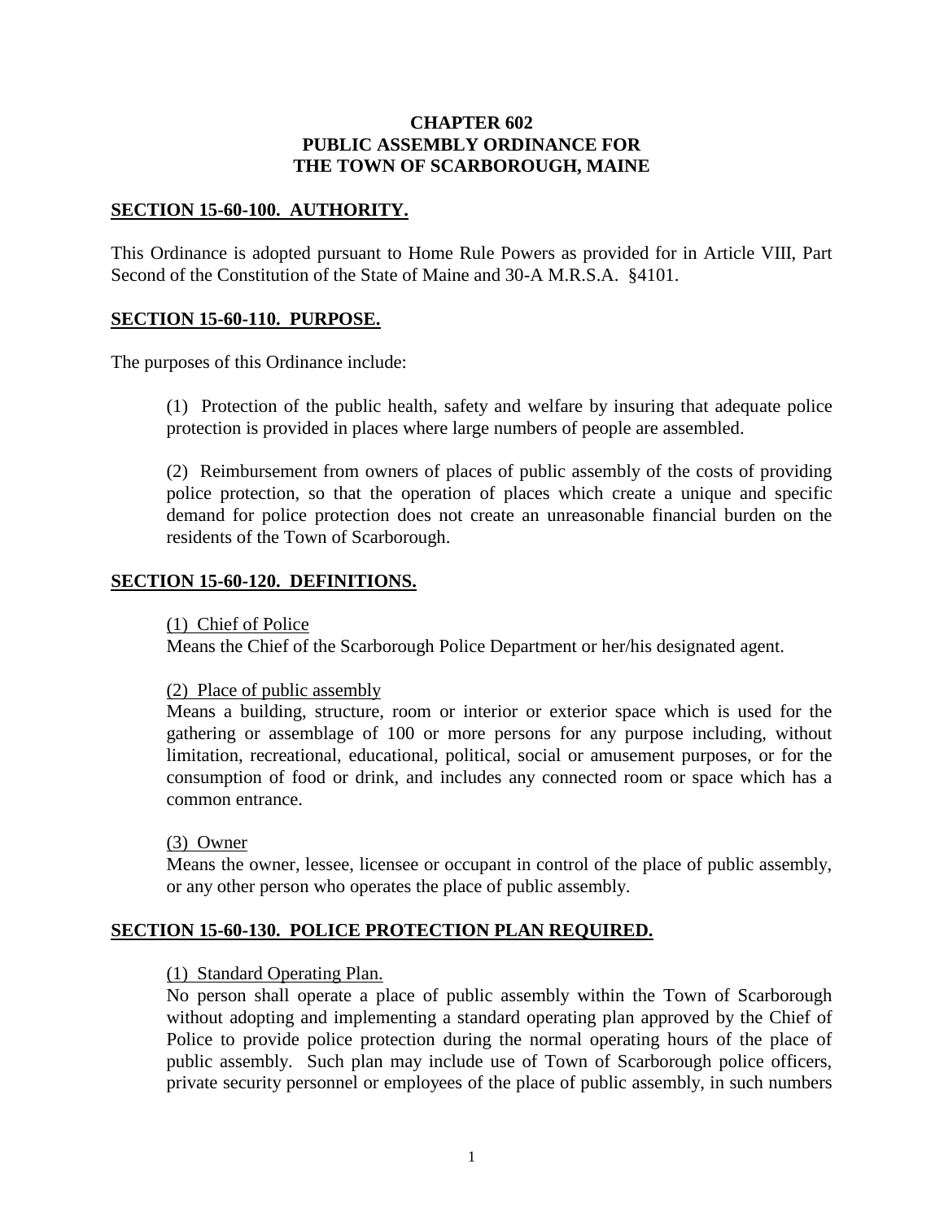# CHAPTER 602
# PUBLIC ASSEMBLY ORDINANCE FOR THE TOWN OF SCARBOROUGH, MAINE

## SECTION 15-60-100. AUTHORITY.

This Ordinance is adopted pursuant to Home Rule Powers as provided for in Article VIII, Part Second of the Constitution of the State of Maine and 30-A M.R.S.A. §4101.

## SECTION 15-60-110. PURPOSE.

The purposes of this Ordinance include:

(1) Protection of the public health, safety and welfare by insuring that adequate police protection is provided in places where large numbers of people are assembled.

(2) Reimbursement from owners of places of public assembly of the costs of providing police protection, so that the operation of places which create a unique and specific demand for police protection does not create an unreasonable financial burden on the residents of the Town of Scarborough.

## SECTION 15-60-120. DEFINITIONS.

(1) Chief of Police
Means the Chief of the Scarborough Police Department or her/his designated agent.

(2) Place of public assembly
Means a building, structure, room or interior or exterior space which is used for the gathering or assemblage of 100 or more persons for any purpose including, without limitation, recreational, educational, political, social or amusement purposes, or for the consumption of food or drink, and includes any connected room or space which has a common entrance.

(3) Owner
Means the owner, lessee, licensee or occupant in control of the place of public assembly, or any other person who operates the place of public assembly.

## SECTION 15-60-130. POLICE PROTECTION PLAN REQUIRED.

(1) Standard Operating Plan.
No person shall operate a place of public assembly within the Town of Scarborough without adopting and implementing a standard operating plan approved by the Chief of Police to provide police protection during the normal operating hours of the place of public assembly. Such plan may include use of Town of Scarborough police officers, private security personnel or employees of the place of public assembly, in such numbers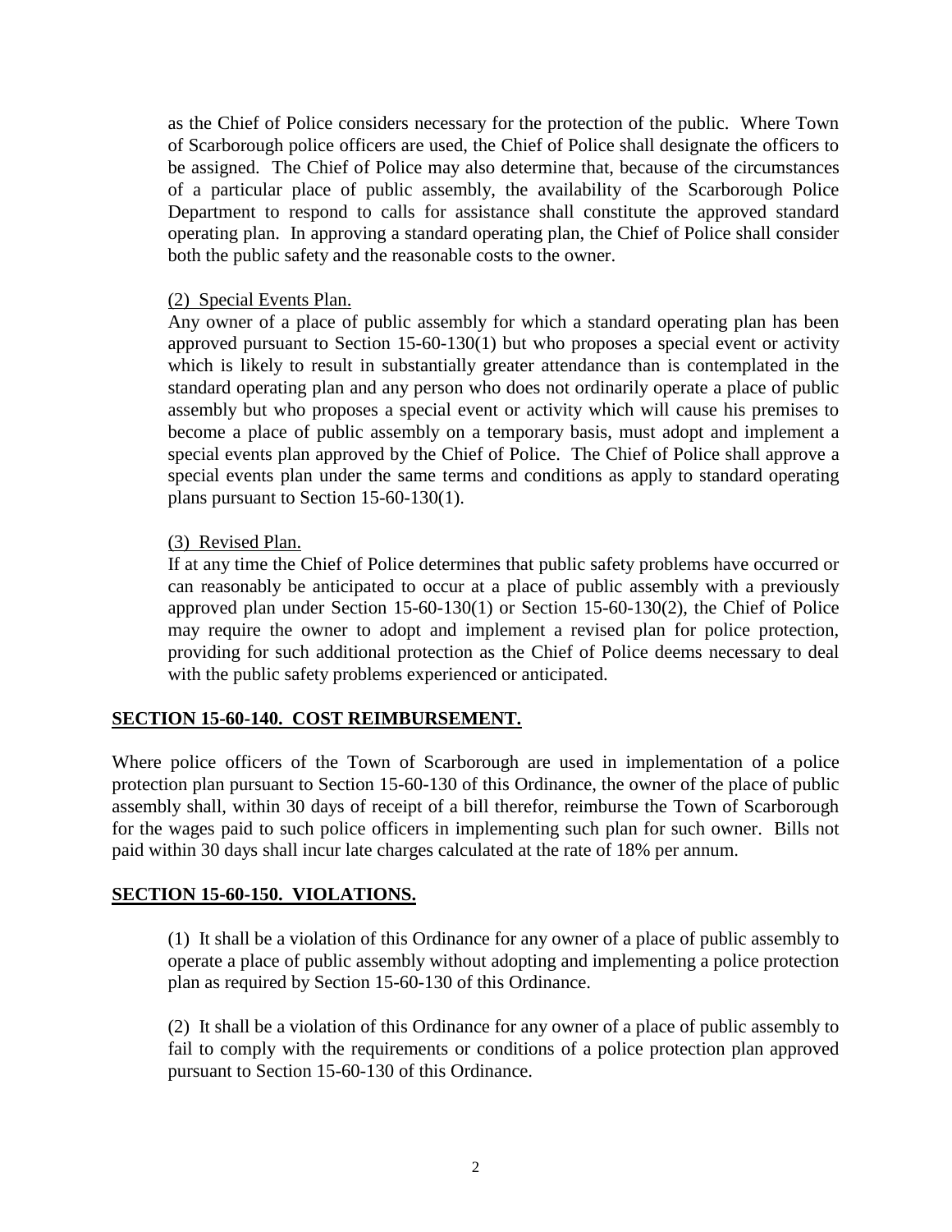as the Chief of Police considers necessary for the protection of the public. Where Town of Scarborough police officers are used, the Chief of Police shall designate the officers to be assigned. The Chief of Police may also determine that, because of the circumstances of a particular place of public assembly, the availability of the Scarborough Police Department to respond to calls for assistance shall constitute the approved standard operating plan. In approving a standard operating plan, the Chief of Police shall consider both the public safety and the reasonable costs to the owner.

(2) Special Events Plan.

Any owner of a place of public assembly for which a standard operating plan has been approved pursuant to Section 15-60-130(1) but who proposes a special event or activity which is likely to result in substantially greater attendance than is contemplated in the standard operating plan and any person who does not ordinarily operate a place of public assembly but who proposes a special event or activity which will cause his premises to become a place of public assembly on a temporary basis, must adopt and implement a special events plan approved by the Chief of Police. The Chief of Police shall approve a special events plan under the same terms and conditions as apply to standard operating plans pursuant to Section 15-60-130(1).

(3) Revised Plan.

If at any time the Chief of Police determines that public safety problems have occurred or can reasonably be anticipated to occur at a place of public assembly with a previously approved plan under Section 15-60-130(1) or Section 15-60-130(2), the Chief of Police may require the owner to adopt and implement a revised plan for police protection, providing for such additional protection as the Chief of Police deems necessary to deal with the public safety problems experienced or anticipated.

## SECTION 15-60-140. COST REIMBURSEMENT.

Where police officers of the Town of Scarborough are used in implementation of a police protection plan pursuant to Section 15-60-130 of this Ordinance, the owner of the place of public assembly shall, within 30 days of receipt of a bill therefor, reimburse the Town of Scarborough for the wages paid to such police officers in implementing such plan for such owner. Bills not paid within 30 days shall incur late charges calculated at the rate of 18% per annum.

## SECTION 15-60-150. VIOLATIONS.

(1) It shall be a violation of this Ordinance for any owner of a place of public assembly to operate a place of public assembly without adopting and implementing a police protection plan as required by Section 15-60-130 of this Ordinance.

(2) It shall be a violation of this Ordinance for any owner of a place of public assembly to fail to comply with the requirements or conditions of a police protection plan approved pursuant to Section 15-60-130 of this Ordinance.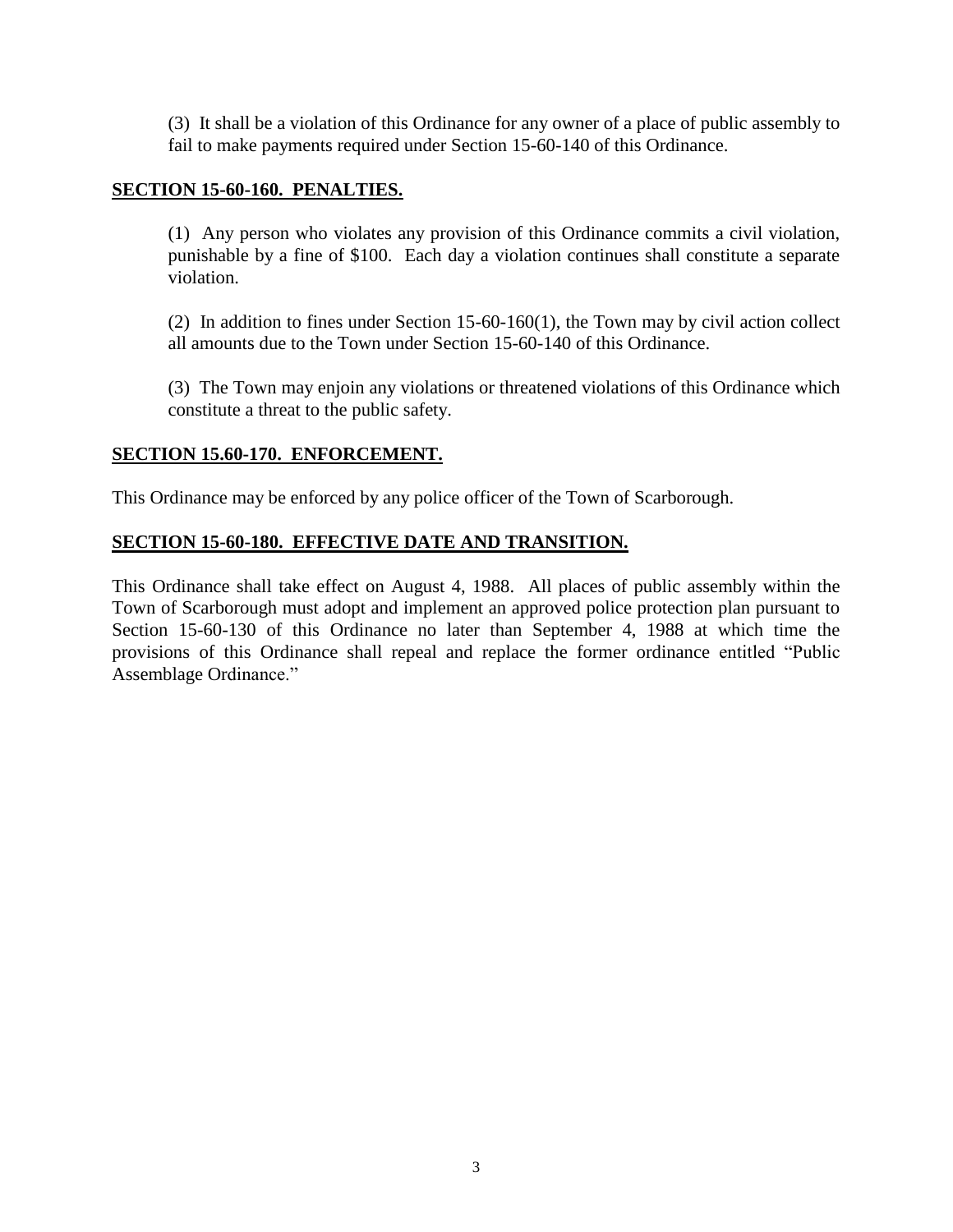(3) It shall be a violation of this Ordinance for any owner of a place of public assembly to fail to make payments required under Section 15-60-140 of this Ordinance.

## **SECTION 15-60-160. PENALTIES.**

(1) Any person who violates any provision of this Ordinance commits a civil violation, punishable by a fine of $100. Each day a violation continues shall constitute a separate violation.

(2) In addition to fines under Section 15-60-160(1), the Town may by civil action collect all amounts due to the Town under Section 15-60-140 of this Ordinance.

(3) The Town may enjoin any violations or threatened violations of this Ordinance which constitute a threat to the public safety.

## **SECTION 15.60-170. ENFORCEMENT.**

This Ordinance may be enforced by any police officer of the Town of Scarborough.

## **SECTION 15-60-180. EFFECTIVE DATE AND TRANSITION.**

This Ordinance shall take effect on August 4, 1988. All places of public assembly within the Town of Scarborough must adopt and implement an approved police protection plan pursuant to Section 15-60-130 of this Ordinance no later than September 4, 1988 at which time the provisions of this Ordinance shall repeal and replace the former ordinance entitled "Public Assemblage Ordinance."